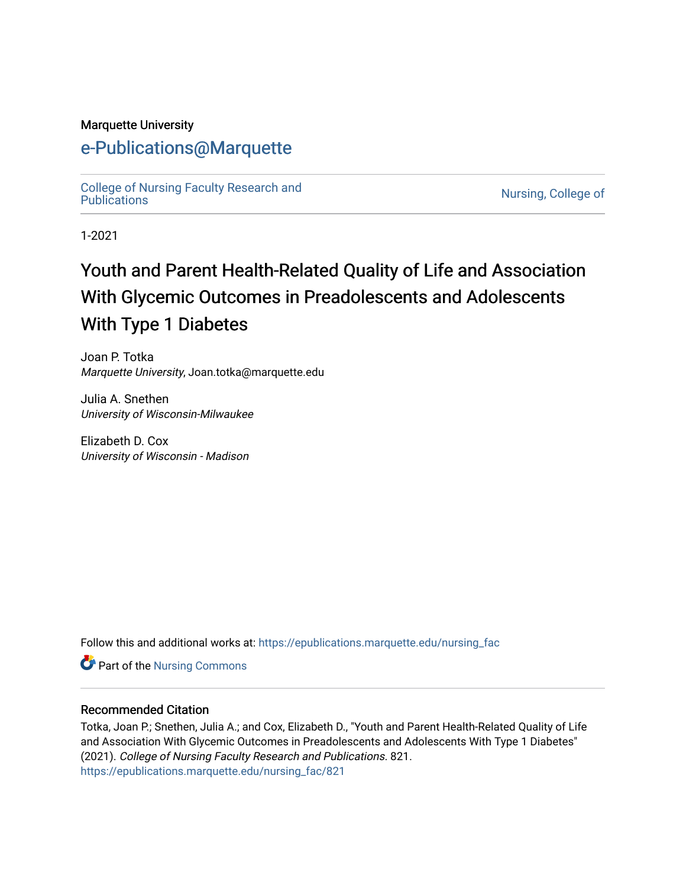Marquette University

# e-Publications@Marquette

College of Nursing Faculty Research and Publications

Nursing, College of

1-2021

# Youth and Parent Health-Related Quality of Life and Association With Glycemic Outcomes in Preadolescents and Adolescents With Type 1 Diabetes

Joan P. Totka
*Marquette University*, Joan.totka@marquette.edu

Julia A. Snethen
*University of Wisconsin-Milwaukee*

Elizabeth D. Cox
*University of Wisconsin - Madison*

Follow this and additional works at: https://epublications.marquette.edu/nursing_fac

Part of the Nursing Commons

## Recommended Citation

Totka, Joan P.; Snethen, Julia A.; and Cox, Elizabeth D., "Youth and Parent Health-Related Quality of Life and Association With Glycemic Outcomes in Preadolescents and Adolescents With Type 1 Diabetes" (2021). *College of Nursing Faculty Research and Publications*. 821.
https://epublications.marquette.edu/nursing_fac/821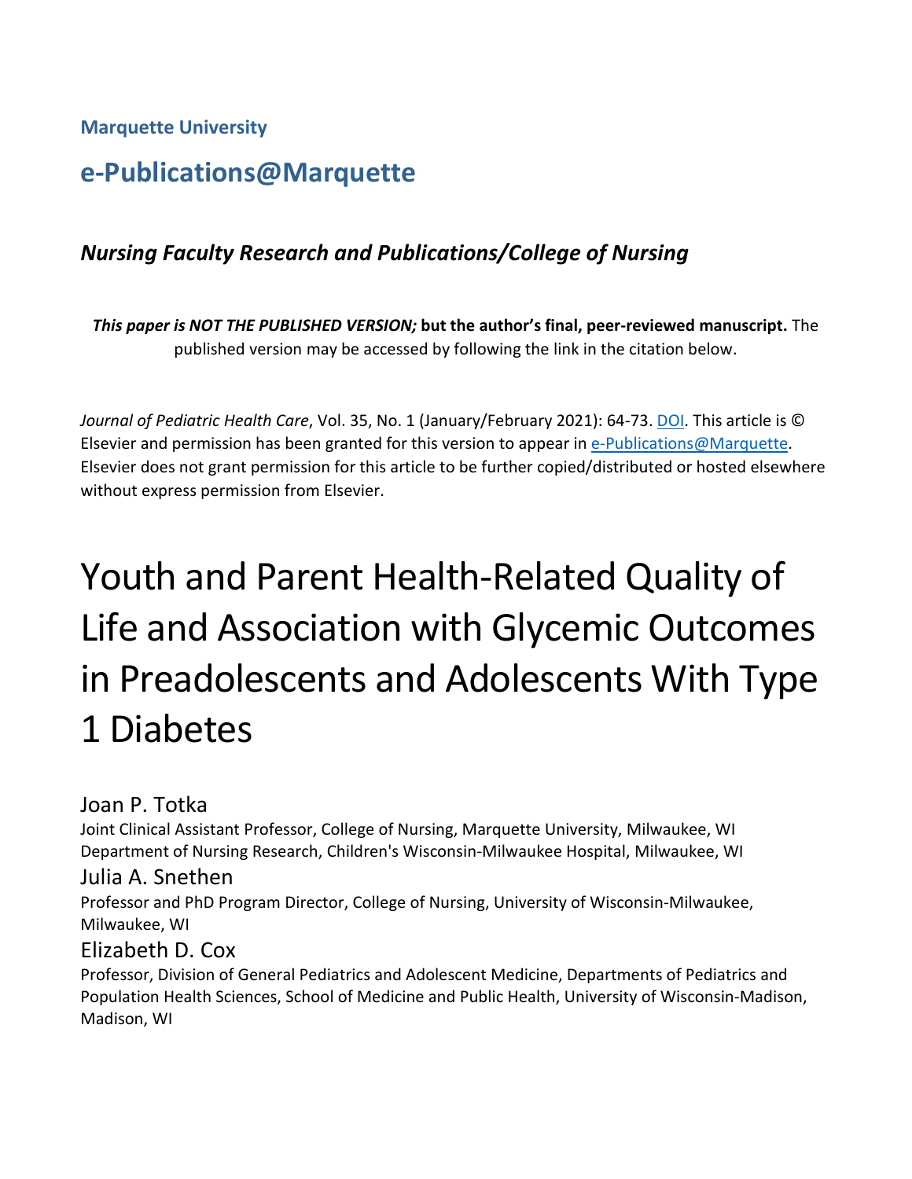**Marquette University**

## e-Publications@Marquette

### *Nursing Faculty Research and Publications/College of Nursing*

***This paper is NOT THE PUBLISHED VERSION;* but the author's final, peer-reviewed manuscript.** The published version may be accessed by following the link in the citation below.

*Journal of Pediatric Health Care*, Vol. 35, No. 1 (January/February 2021): 64-73. DOI. This article is © Elsevier and permission has been granted for this version to appear in e-Publications@Marquette. Elsevier does not grant permission for this article to be further copied/distributed or hosted elsewhere without express permission from Elsevier.

# Youth and Parent Health-Related Quality of Life and Association with Glycemic Outcomes in Preadolescents and Adolescents With Type 1 Diabetes

Joan P. Totka
Joint Clinical Assistant Professor, College of Nursing, Marquette University, Milwaukee, WI
Department of Nursing Research, Children's Wisconsin-Milwaukee Hospital, Milwaukee, WI

Julia A. Snethen
Professor and PhD Program Director, College of Nursing, University of Wisconsin-Milwaukee, Milwaukee, WI

Elizabeth D. Cox
Professor, Division of General Pediatrics and Adolescent Medicine, Departments of Pediatrics and Population Health Sciences, School of Medicine and Public Health, University of Wisconsin-Madison, Madison, WI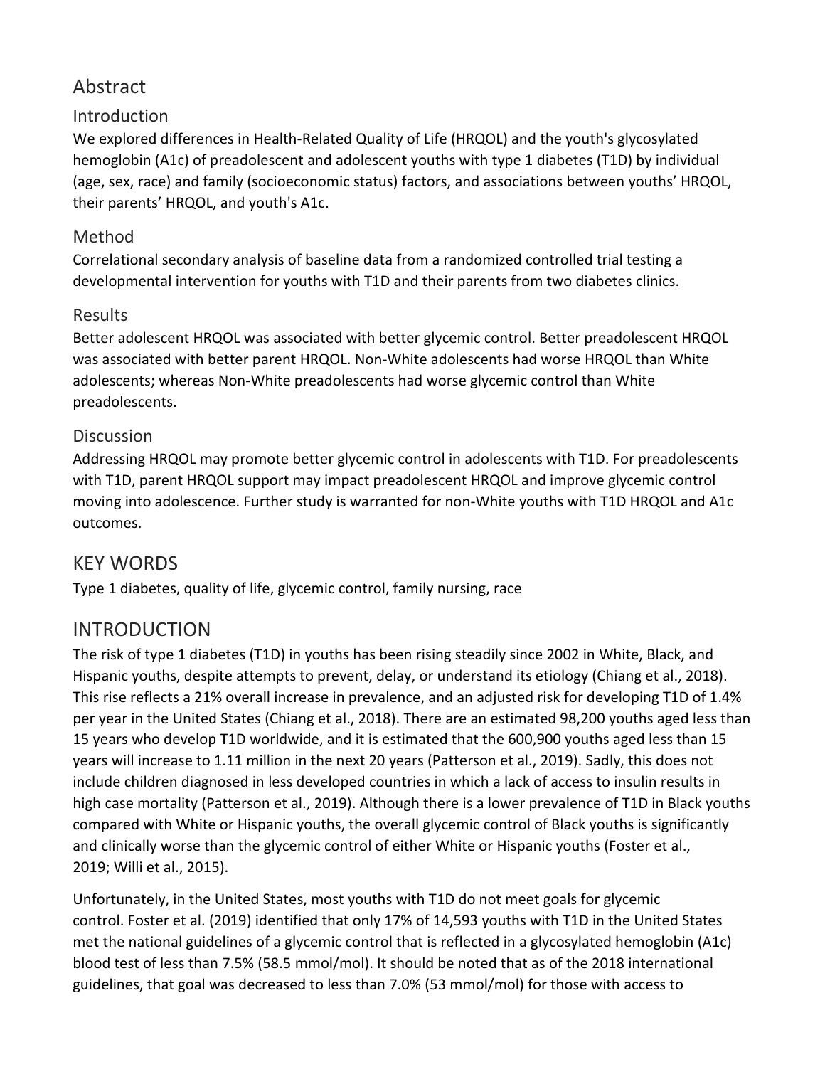## Abstract

### Introduction

We explored differences in Health-Related Quality of Life (HRQOL) and the youth's glycosylated hemoglobin (A1c) of preadolescent and adolescent youths with type 1 diabetes (T1D) by individual (age, sex, race) and family (socioeconomic status) factors, and associations between youths' HRQOL, their parents' HRQOL, and youth's A1c.

### Method

Correlational secondary analysis of baseline data from a randomized controlled trial testing a developmental intervention for youths with T1D and their parents from two diabetes clinics.

### Results

Better adolescent HRQOL was associated with better glycemic control. Better preadolescent HRQOL was associated with better parent HRQOL. Non-White adolescents had worse HRQOL than White adolescents; whereas Non-White preadolescents had worse glycemic control than White preadolescents.

### Discussion

Addressing HRQOL may promote better glycemic control in adolescents with T1D. For preadolescents with T1D, parent HRQOL support may impact preadolescent HRQOL and improve glycemic control moving into adolescence. Further study is warranted for non-White youths with T1D HRQOL and A1c outcomes.

## KEY WORDS

Type 1 diabetes, quality of life, glycemic control, family nursing, race

## INTRODUCTION

The risk of type 1 diabetes (T1D) in youths has been rising steadily since 2002 in White, Black, and Hispanic youths, despite attempts to prevent, delay, or understand its etiology (Chiang et al., 2018). This rise reflects a 21% overall increase in prevalence, and an adjusted risk for developing T1D of 1.4% per year in the United States (Chiang et al., 2018). There are an estimated 98,200 youths aged less than 15 years who develop T1D worldwide, and it is estimated that the 600,900 youths aged less than 15 years will increase to 1.11 million in the next 20 years (Patterson et al., 2019). Sadly, this does not include children diagnosed in less developed countries in which a lack of access to insulin results in high case mortality (Patterson et al., 2019). Although there is a lower prevalence of T1D in Black youths compared with White or Hispanic youths, the overall glycemic control of Black youths is significantly and clinically worse than the glycemic control of either White or Hispanic youths (Foster et al., 2019; Willi et al., 2015).

Unfortunately, in the United States, most youths with T1D do not meet goals for glycemic control. Foster et al. (2019) identified that only 17% of 14,593 youths with T1D in the United States met the national guidelines of a glycemic control that is reflected in a glycosylated hemoglobin (A1c) blood test of less than 7.5% (58.5 mmol/mol). It should be noted that as of the 2018 international guidelines, that goal was decreased to less than 7.0% (53 mmol/mol) for those with access to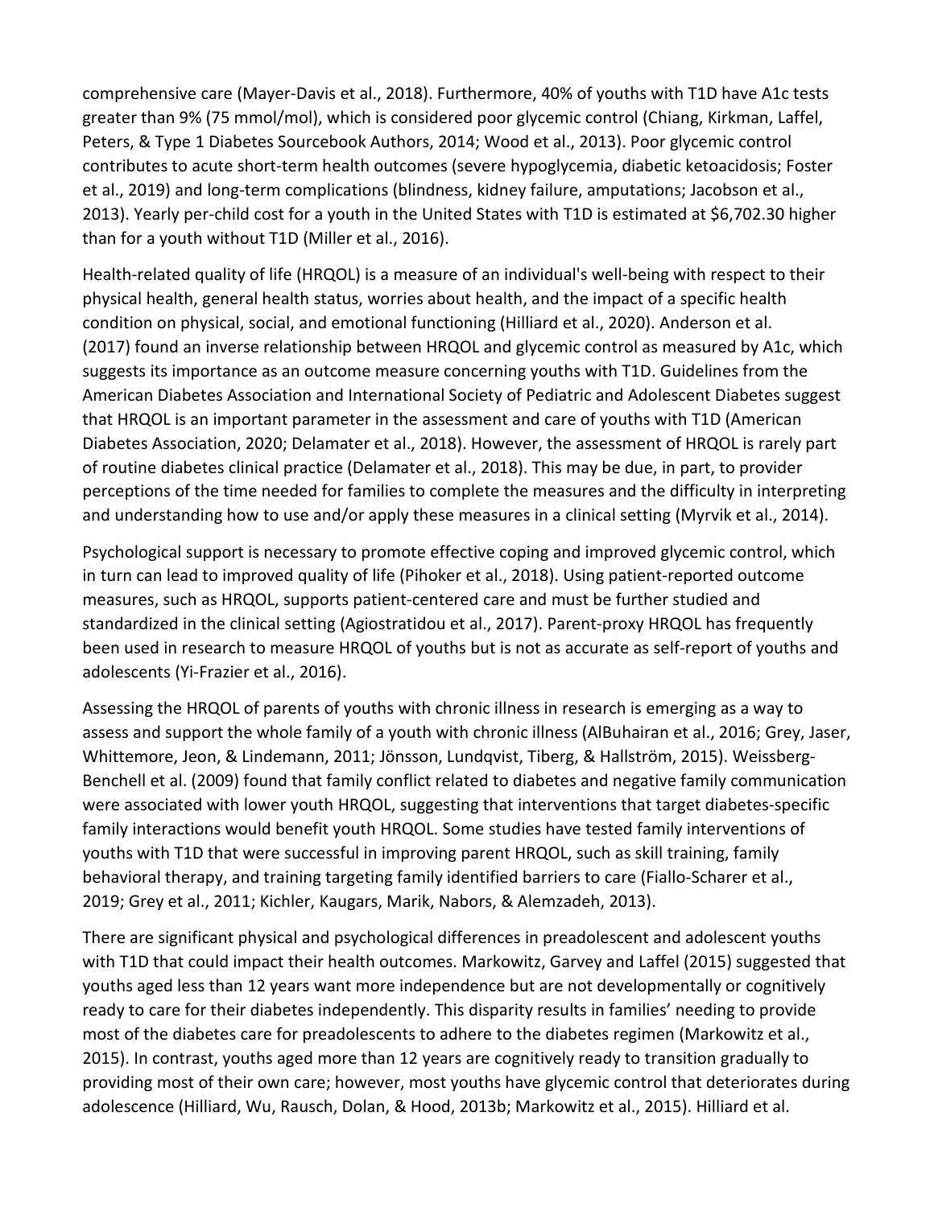comprehensive care (Mayer-Davis et al., 2018). Furthermore, 40% of youths with T1D have A1c tests greater than 9% (75 mmol/mol), which is considered poor glycemic control (Chiang, Kirkman, Laffel, Peters, & Type 1 Diabetes Sourcebook Authors, 2014; Wood et al., 2013). Poor glycemic control contributes to acute short-term health outcomes (severe hypoglycemia, diabetic ketoacidosis; Foster et al., 2019) and long-term complications (blindness, kidney failure, amputations; Jacobson et al., 2013). Yearly per-child cost for a youth in the United States with T1D is estimated at $6,702.30 higher than for a youth without T1D (Miller et al., 2016).

Health-related quality of life (HRQOL) is a measure of an individual's well-being with respect to their physical health, general health status, worries about health, and the impact of a specific health condition on physical, social, and emotional functioning (Hilliard et al., 2020). Anderson et al. (2017) found an inverse relationship between HRQOL and glycemic control as measured by A1c, which suggests its importance as an outcome measure concerning youths with T1D. Guidelines from the American Diabetes Association and International Society of Pediatric and Adolescent Diabetes suggest that HRQOL is an important parameter in the assessment and care of youths with T1D (American Diabetes Association, 2020; Delamater et al., 2018). However, the assessment of HRQOL is rarely part of routine diabetes clinical practice (Delamater et al., 2018). This may be due, in part, to provider perceptions of the time needed for families to complete the measures and the difficulty in interpreting and understanding how to use and/or apply these measures in a clinical setting (Myrvik et al., 2014).

Psychological support is necessary to promote effective coping and improved glycemic control, which in turn can lead to improved quality of life (Pihoker et al., 2018). Using patient-reported outcome measures, such as HRQOL, supports patient-centered care and must be further studied and standardized in the clinical setting (Agiostratidou et al., 2017). Parent-proxy HRQOL has frequently been used in research to measure HRQOL of youths but is not as accurate as self-report of youths and adolescents (Yi-Frazier et al., 2016).

Assessing the HRQOL of parents of youths with chronic illness in research is emerging as a way to assess and support the whole family of a youth with chronic illness (AlBuhairan et al., 2016; Grey, Jaser, Whittemore, Jeon, & Lindemann, 2011; Jönsson, Lundqvist, Tiberg, & Hallström, 2015). Weissberg-Benchell et al. (2009) found that family conflict related to diabetes and negative family communication were associated with lower youth HRQOL, suggesting that interventions that target diabetes-specific family interactions would benefit youth HRQOL. Some studies have tested family interventions of youths with T1D that were successful in improving parent HRQOL, such as skill training, family behavioral therapy, and training targeting family identified barriers to care (Fiallo-Scharer et al., 2019; Grey et al., 2011; Kichler, Kaugars, Marik, Nabors, & Alemzadeh, 2013).

There are significant physical and psychological differences in preadolescent and adolescent youths with T1D that could impact their health outcomes. Markowitz, Garvey and Laffel (2015) suggested that youths aged less than 12 years want more independence but are not developmentally or cognitively ready to care for their diabetes independently. This disparity results in families' needing to provide most of the diabetes care for preadolescents to adhere to the diabetes regimen (Markowitz et al., 2015). In contrast, youths aged more than 12 years are cognitively ready to transition gradually to providing most of their own care; however, most youths have glycemic control that deteriorates during adolescence (Hilliard, Wu, Rausch, Dolan, & Hood, 2013b; Markowitz et al., 2015). Hilliard et al.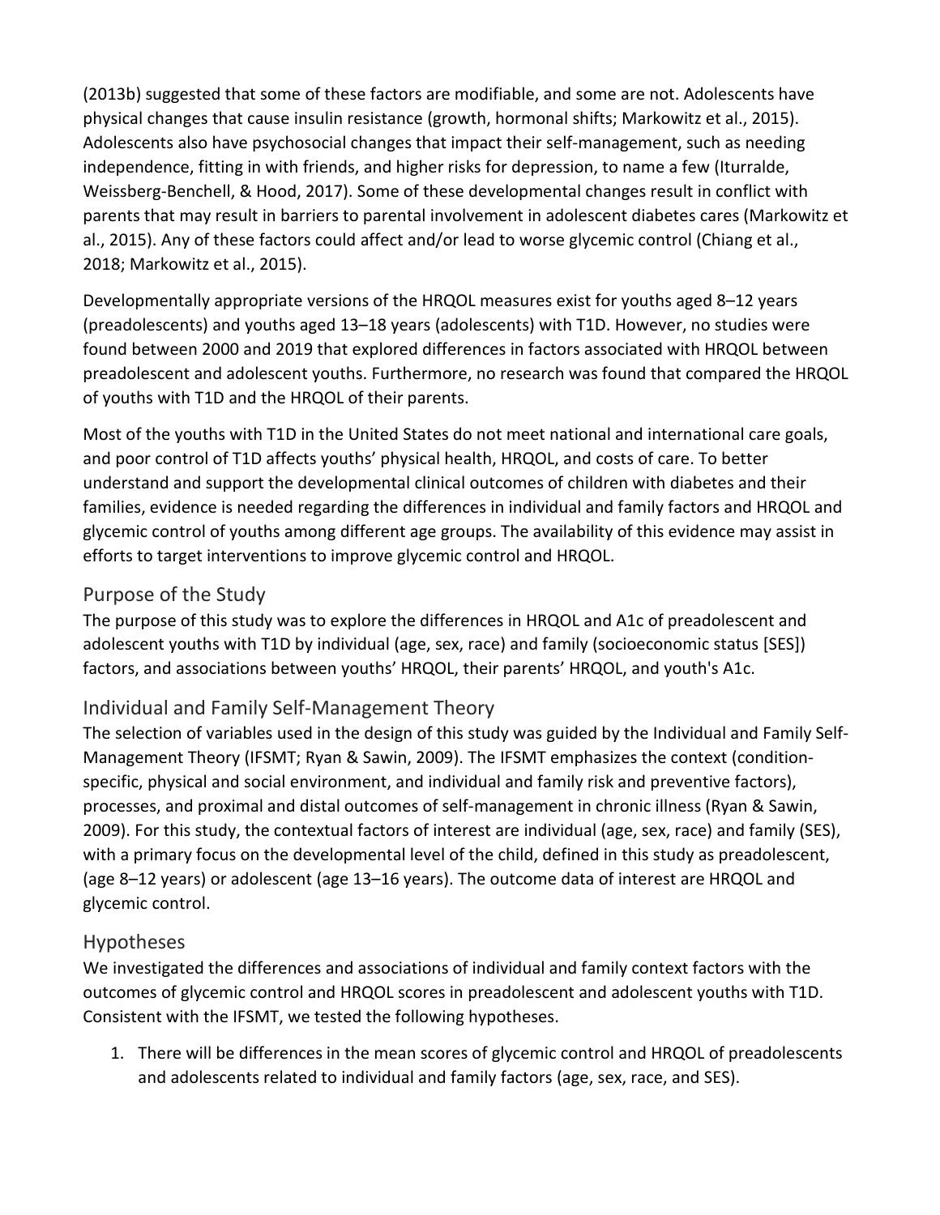(2013b) suggested that some of these factors are modifiable, and some are not. Adolescents have physical changes that cause insulin resistance (growth, hormonal shifts; Markowitz et al., 2015). Adolescents also have psychosocial changes that impact their self-management, such as needing independence, fitting in with friends, and higher risks for depression, to name a few (Iturralde, Weissberg-Benchell, & Hood, 2017). Some of these developmental changes result in conflict with parents that may result in barriers to parental involvement in adolescent diabetes cares (Markowitz et al., 2015). Any of these factors could affect and/or lead to worse glycemic control (Chiang et al., 2018; Markowitz et al., 2015).

Developmentally appropriate versions of the HRQOL measures exist for youths aged 8–12 years (preadolescents) and youths aged 13–18 years (adolescents) with T1D. However, no studies were found between 2000 and 2019 that explored differences in factors associated with HRQOL between preadolescent and adolescent youths. Furthermore, no research was found that compared the HRQOL of youths with T1D and the HRQOL of their parents.

Most of the youths with T1D in the United States do not meet national and international care goals, and poor control of T1D affects youths' physical health, HRQOL, and costs of care. To better understand and support the developmental clinical outcomes of children with diabetes and their families, evidence is needed regarding the differences in individual and family factors and HRQOL and glycemic control of youths among different age groups. The availability of this evidence may assist in efforts to target interventions to improve glycemic control and HRQOL.

## Purpose of the Study

The purpose of this study was to explore the differences in HRQOL and A1c of preadolescent and adolescent youths with T1D by individual (age, sex, race) and family (socioeconomic status [SES]) factors, and associations between youths' HRQOL, their parents' HRQOL, and youth's A1c.

## Individual and Family Self-Management Theory

The selection of variables used in the design of this study was guided by the Individual and Family Self-Management Theory (IFSMT; Ryan & Sawin, 2009). The IFSMT emphasizes the context (condition-specific, physical and social environment, and individual and family risk and preventive factors), processes, and proximal and distal outcomes of self-management in chronic illness (Ryan & Sawin, 2009). For this study, the contextual factors of interest are individual (age, sex, race) and family (SES), with a primary focus on the developmental level of the child, defined in this study as preadolescent, (age 8–12 years) or adolescent (age 13–16 years). The outcome data of interest are HRQOL and glycemic control.

## Hypotheses

We investigated the differences and associations of individual and family context factors with the outcomes of glycemic control and HRQOL scores in preadolescent and adolescent youths with T1D. Consistent with the IFSMT, we tested the following hypotheses.

1. There will be differences in the mean scores of glycemic control and HRQOL of preadolescents and adolescents related to individual and family factors (age, sex, race, and SES).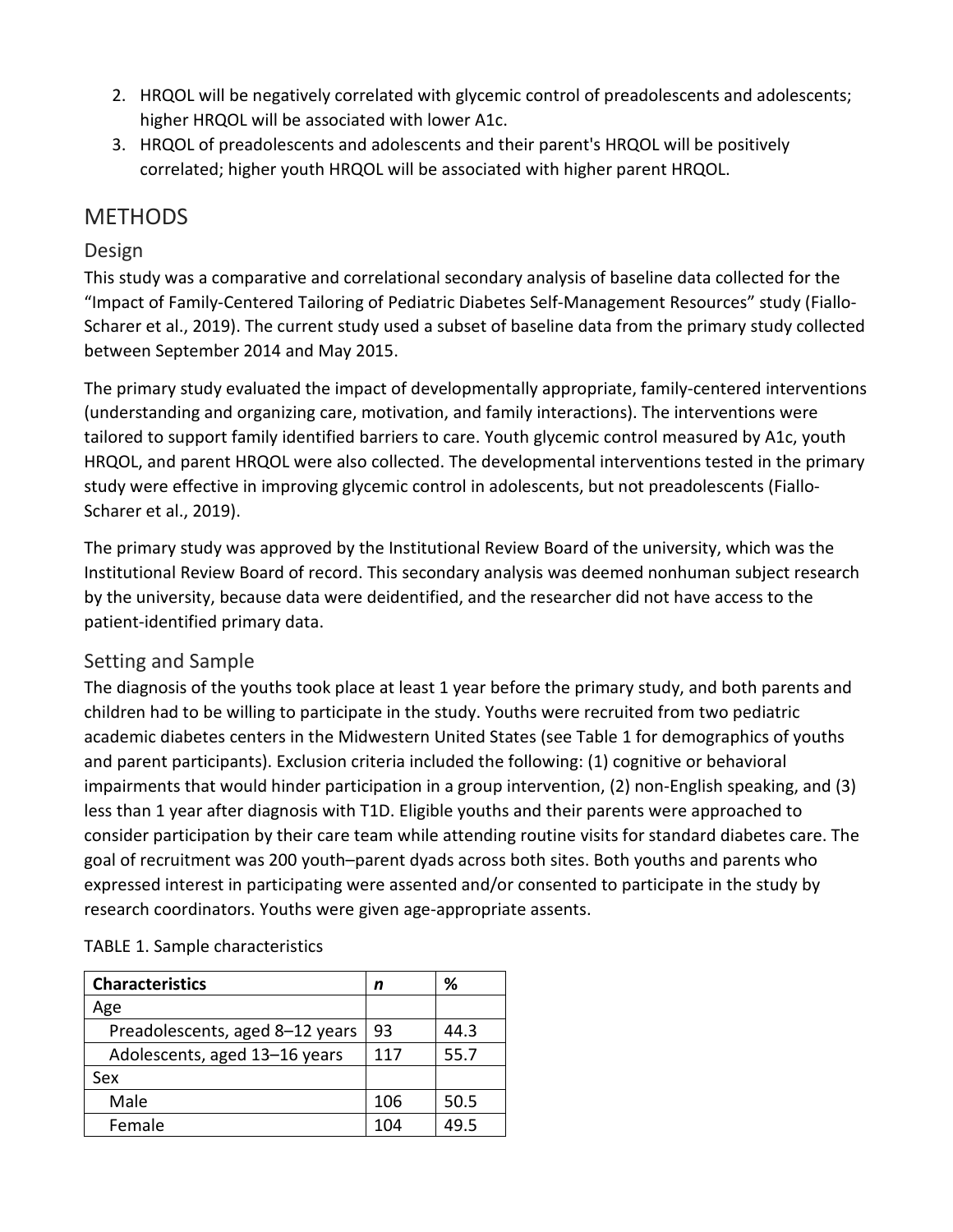2. HRQOL will be negatively correlated with glycemic control of preadolescents and adolescents; higher HRQOL will be associated with lower A1c.
3. HRQOL of preadolescents and adolescents and their parent's HRQOL will be positively correlated; higher youth HRQOL will be associated with higher parent HRQOL.

# METHODS

## Design

This study was a comparative and correlational secondary analysis of baseline data collected for the "Impact of Family-Centered Tailoring of Pediatric Diabetes Self-Management Resources" study (Fiallo-Scharer et al., 2019). The current study used a subset of baseline data from the primary study collected between September 2014 and May 2015.

The primary study evaluated the impact of developmentally appropriate, family-centered interventions (understanding and organizing care, motivation, and family interactions). The interventions were tailored to support family identified barriers to care. Youth glycemic control measured by A1c, youth HRQOL, and parent HRQOL were also collected. The developmental interventions tested in the primary study were effective in improving glycemic control in adolescents, but not preadolescents (Fiallo-Scharer et al., 2019).

The primary study was approved by the Institutional Review Board of the university, which was the Institutional Review Board of record. This secondary analysis was deemed nonhuman subject research by the university, because data were deidentified, and the researcher did not have access to the patient-identified primary data.

## Setting and Sample

The diagnosis of the youths took place at least 1 year before the primary study, and both parents and children had to be willing to participate in the study. Youths were recruited from two pediatric academic diabetes centers in the Midwestern United States (see Table 1 for demographics of youths and parent participants). Exclusion criteria included the following: (1) cognitive or behavioral impairments that would hinder participation in a group intervention, (2) non-English speaking, and (3) less than 1 year after diagnosis with T1D. Eligible youths and their parents were approached to consider participation by their care team while attending routine visits for standard diabetes care. The goal of recruitment was 200 youth–parent dyads across both sites. Both youths and parents who expressed interest in participating were assented and/or consented to participate in the study by research coordinators. Youths were given age-appropriate assents.

TABLE 1. Sample characteristics

| **Characteristics** | ***n*** | **%** |
|---|---|---|
| Age | | |
| Preadolescents, aged 8–12 years | 93 | 44.3 |
| Adolescents, aged 13–16 years | 117 | 55.7 |
| Sex | | |
| Male | 106 | 50.5 |
| Female | 104 | 49.5 |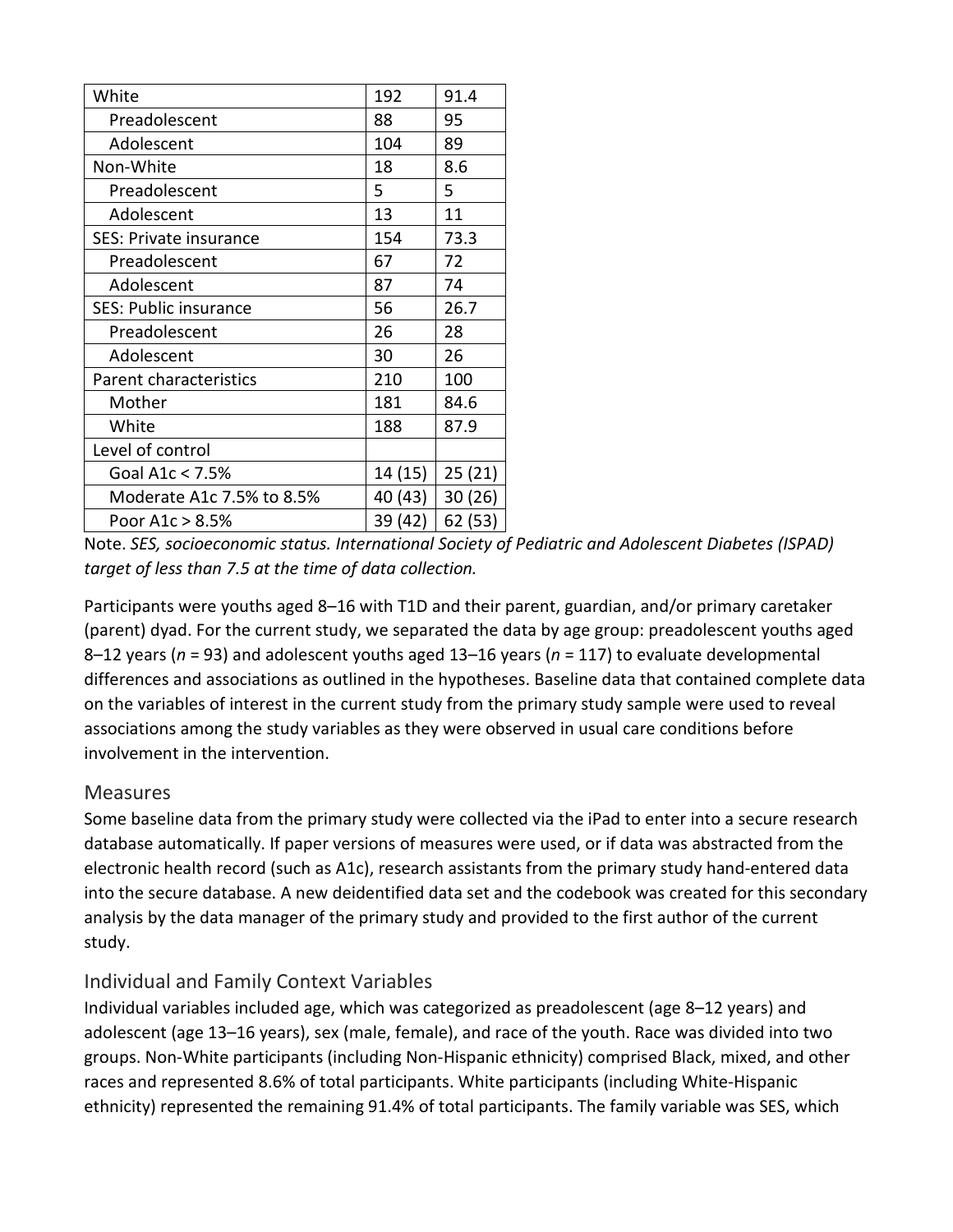| | | |
|---|---|---|
| White | 192 | 91.4 |
| Preadolescent | 88 | 95 |
| Adolescent | 104 | 89 |
| Non-White | 18 | 8.6 |
| Preadolescent | 5 | 5 |
| Adolescent | 13 | 11 |
| SES: Private insurance | 154 | 73.3 |
| Preadolescent | 67 | 72 |
| Adolescent | 87 | 74 |
| SES: Public insurance | 56 | 26.7 |
| Preadolescent | 26 | 28 |
| Adolescent | 30 | 26 |
| Parent characteristics | 210 | 100 |
| Mother | 181 | 84.6 |
| White | 188 | 87.9 |
| Level of control | | |
| Goal A1c < 7.5% | 14 (15) | 25 (21) |
| Moderate A1c 7.5% to 8.5% | 40 (43) | 30 (26) |
| Poor A1c > 8.5% | 39 (42) | 62 (53) |

Note. *SES, socioeconomic status. International Society of Pediatric and Adolescent Diabetes (ISPAD) target of less than 7.5 at the time of data collection.*

Participants were youths aged 8–16 with T1D and their parent, guardian, and/or primary caretaker (parent) dyad. For the current study, we separated the data by age group: preadolescent youths aged 8–12 years (*n* = 93) and adolescent youths aged 13–16 years (*n* = 117) to evaluate developmental differences and associations as outlined in the hypotheses. Baseline data that contained complete data on the variables of interest in the current study from the primary study sample were used to reveal associations among the study variables as they were observed in usual care conditions before involvement in the intervention.

## Measures

Some baseline data from the primary study were collected via the iPad to enter into a secure research database automatically. If paper versions of measures were used, or if data was abstracted from the electronic health record (such as A1c), research assistants from the primary study hand-entered data into the secure database. A new deidentified data set and the codebook was created for this secondary analysis by the data manager of the primary study and provided to the first author of the current study.

### Individual and Family Context Variables

Individual variables included age, which was categorized as preadolescent (age 8–12 years) and adolescent (age 13–16 years), sex (male, female), and race of the youth. Race was divided into two groups. Non-White participants (including Non-Hispanic ethnicity) comprised Black, mixed, and other races and represented 8.6% of total participants. White participants (including White-Hispanic ethnicity) represented the remaining 91.4% of total participants. The family variable was SES, which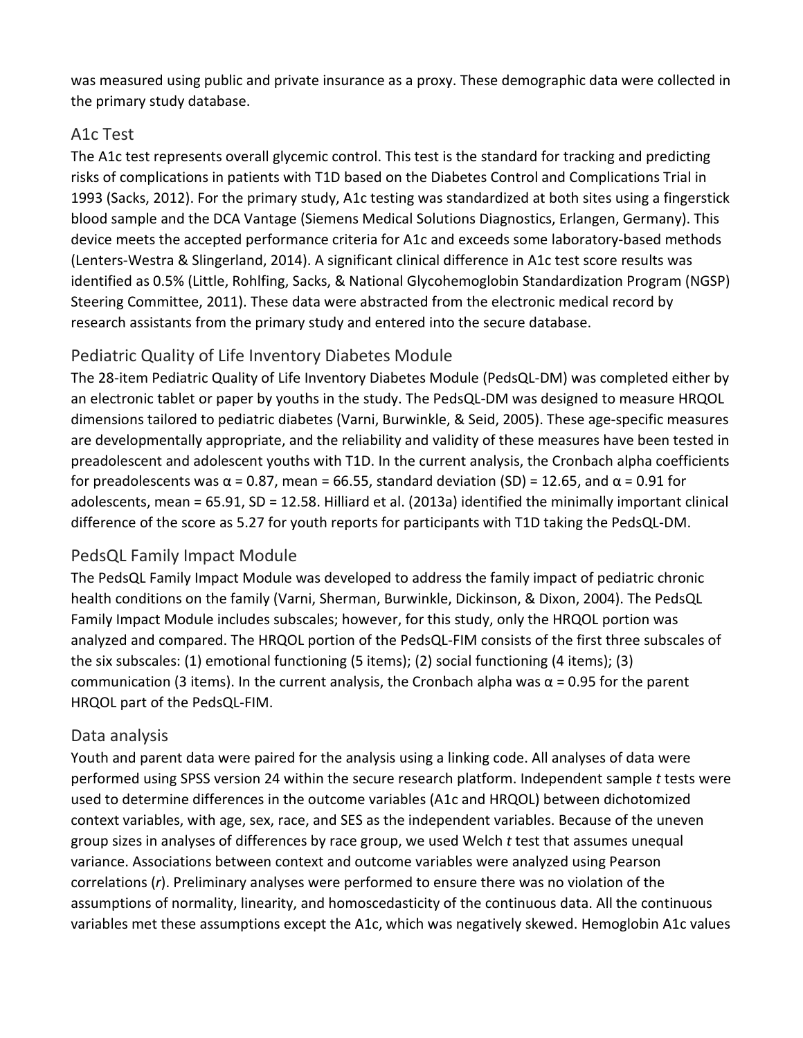was measured using public and private insurance as a proxy. These demographic data were collected in the primary study database.

## A1c Test

The A1c test represents overall glycemic control. This test is the standard for tracking and predicting risks of complications in patients with T1D based on the Diabetes Control and Complications Trial in 1993 (Sacks, 2012). For the primary study, A1c testing was standardized at both sites using a fingerstick blood sample and the DCA Vantage (Siemens Medical Solutions Diagnostics, Erlangen, Germany). This device meets the accepted performance criteria for A1c and exceeds some laboratory-based methods (Lenters-Westra & Slingerland, 2014). A significant clinical difference in A1c test score results was identified as 0.5% (Little, Rohlfing, Sacks, & National Glycohemoglobin Standardization Program (NGSP) Steering Committee, 2011). These data were abstracted from the electronic medical record by research assistants from the primary study and entered into the secure database.

## Pediatric Quality of Life Inventory Diabetes Module

The 28-item Pediatric Quality of Life Inventory Diabetes Module (PedsQL-DM) was completed either by an electronic tablet or paper by youths in the study. The PedsQL-DM was designed to measure HRQOL dimensions tailored to pediatric diabetes (Varni, Burwinkle, & Seid, 2005). These age-specific measures are developmentally appropriate, and the reliability and validity of these measures have been tested in preadolescent and adolescent youths with T1D. In the current analysis, the Cronbach alpha coefficients for preadolescents was $\alpha = 0.87$, mean = 66.55, standard deviation (SD) = 12.65, and $\alpha = 0.91$ for adolescents, mean = 65.91, SD = 12.58. Hilliard et al. (2013a) identified the minimally important clinical difference of the score as 5.27 for youth reports for participants with T1D taking the PedsQL-DM.

## PedsQL Family Impact Module

The PedsQL Family Impact Module was developed to address the family impact of pediatric chronic health conditions on the family (Varni, Sherman, Burwinkle, Dickinson, & Dixon, 2004). The PedsQL Family Impact Module includes subscales; however, for this study, only the HRQOL portion was analyzed and compared. The HRQOL portion of the PedsQL-FIM consists of the first three subscales of the six subscales: (1) emotional functioning (5 items); (2) social functioning (4 items); (3) communication (3 items). In the current analysis, the Cronbach alpha was $\alpha = 0.95$ for the parent HRQOL part of the PedsQL-FIM.

## Data analysis

Youth and parent data were paired for the analysis using a linking code. All analyses of data were performed using SPSS version 24 within the secure research platform. Independent sample *t* tests were used to determine differences in the outcome variables (A1c and HRQOL) between dichotomized context variables, with age, sex, race, and SES as the independent variables. Because of the uneven group sizes in analyses of differences by race group, we used Welch *t* test that assumes unequal variance. Associations between context and outcome variables were analyzed using Pearson correlations (*r*). Preliminary analyses were performed to ensure there was no violation of the assumptions of normality, linearity, and homoscedasticity of the continuous data. All the continuous variables met these assumptions except the A1c, which was negatively skewed. Hemoglobin A1c values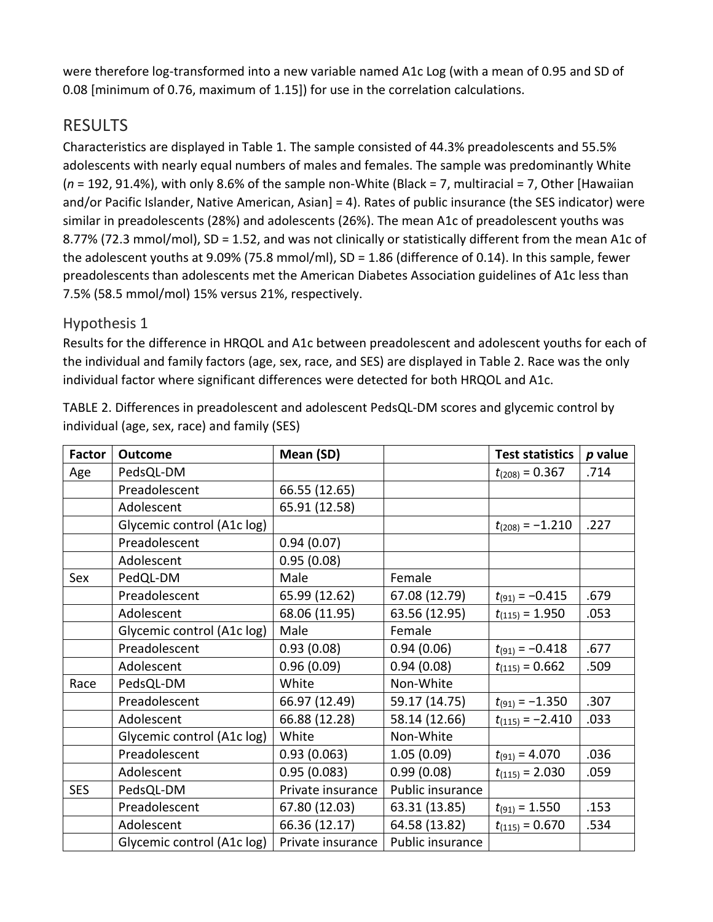were therefore log-transformed into a new variable named A1c Log (with a mean of 0.95 and SD of 0.08 [minimum of 0.76, maximum of 1.15]) for use in the correlation calculations.

## RESULTS

Characteristics are displayed in Table 1. The sample consisted of 44.3% preadolescents and 55.5% adolescents with nearly equal numbers of males and females. The sample was predominantly White (*n* = 192, 91.4%), with only 8.6% of the sample non-White (Black = 7, multiracial = 7, Other [Hawaiian and/or Pacific Islander, Native American, Asian] = 4). Rates of public insurance (the SES indicator) were similar in preadolescents (28%) and adolescents (26%). The mean A1c of preadolescent youths was 8.77% (72.3 mmol/mol), SD = 1.52, and was not clinically or statistically different from the mean A1c of the adolescent youths at 9.09% (75.8 mmol/ml), SD = 1.86 (difference of 0.14). In this sample, fewer preadolescents than adolescents met the American Diabetes Association guidelines of A1c less than 7.5% (58.5 mmol/mol) 15% versus 21%, respectively.

### Hypothesis 1

Results for the difference in HRQOL and A1c between preadolescent and adolescent youths for each of the individual and family factors (age, sex, race, and SES) are displayed in Table 2. Race was the only individual factor where significant differences were detected for both HRQOL and A1c.

TABLE 2. Differences in preadolescent and adolescent PedsQL-DM scores and glycemic control by individual (age, sex, race) and family (SES)

| Factor | Outcome | Mean (SD) | | Test statistics | *p* value |
|---|---|---|---|---|---|
| Age | PedsQL-DM | | | $t_{(208)} = 0.367$ | .714 |
| | Preadolescent | 66.55 (12.65) | | | |
| | Adolescent | 65.91 (12.58) | | | |
| | Glycemic control (A1c log) | | | $t_{(208)} = -1.210$ | .227 |
| | Preadolescent | 0.94 (0.07) | | | |
| | Adolescent | 0.95 (0.08) | | | |
| Sex | PedQL-DM | Male | Female | | |
| | Preadolescent | 65.99 (12.62) | 67.08 (12.79) | $t_{(91)} = -0.415$ | .679 |
| | Adolescent | 68.06 (11.95) | 63.56 (12.95) | $t_{(115)} = 1.950$ | .053 |
| | Glycemic control (A1c log) | Male | Female | | |
| | Preadolescent | 0.93 (0.08) | 0.94 (0.06) | $t_{(91)} = -0.418$ | .677 |
| | Adolescent | 0.96 (0.09) | 0.94 (0.08) | $t_{(115)} = 0.662$ | .509 |
| Race | PedsQL-DM | White | Non-White | | |
| | Preadolescent | 66.97 (12.49) | 59.17 (14.75) | $t_{(91)} = -1.350$ | .307 |
| | Adolescent | 66.88 (12.28) | 58.14 (12.66) | $t_{(115)} = -2.410$ | .033 |
| | Glycemic control (A1c log) | White | Non-White | | |
| | Preadolescent | 0.93 (0.063) | 1.05 (0.09) | $t_{(91)} = 4.070$ | .036 |
| | Adolescent | 0.95 (0.083) | 0.99 (0.08) | $t_{(115)} = 2.030$ | .059 |
| SES | PedsQL-DM | Private insurance | Public insurance | | |
| | Preadolescent | 67.80 (12.03) | 63.31 (13.85) | $t_{(91)} = 1.550$ | .153 |
| | Adolescent | 66.36 (12.17) | 64.58 (13.82) | $t_{(115)} = 0.670$ | .534 |
| | Glycemic control (A1c log) | Private insurance | Public insurance | | |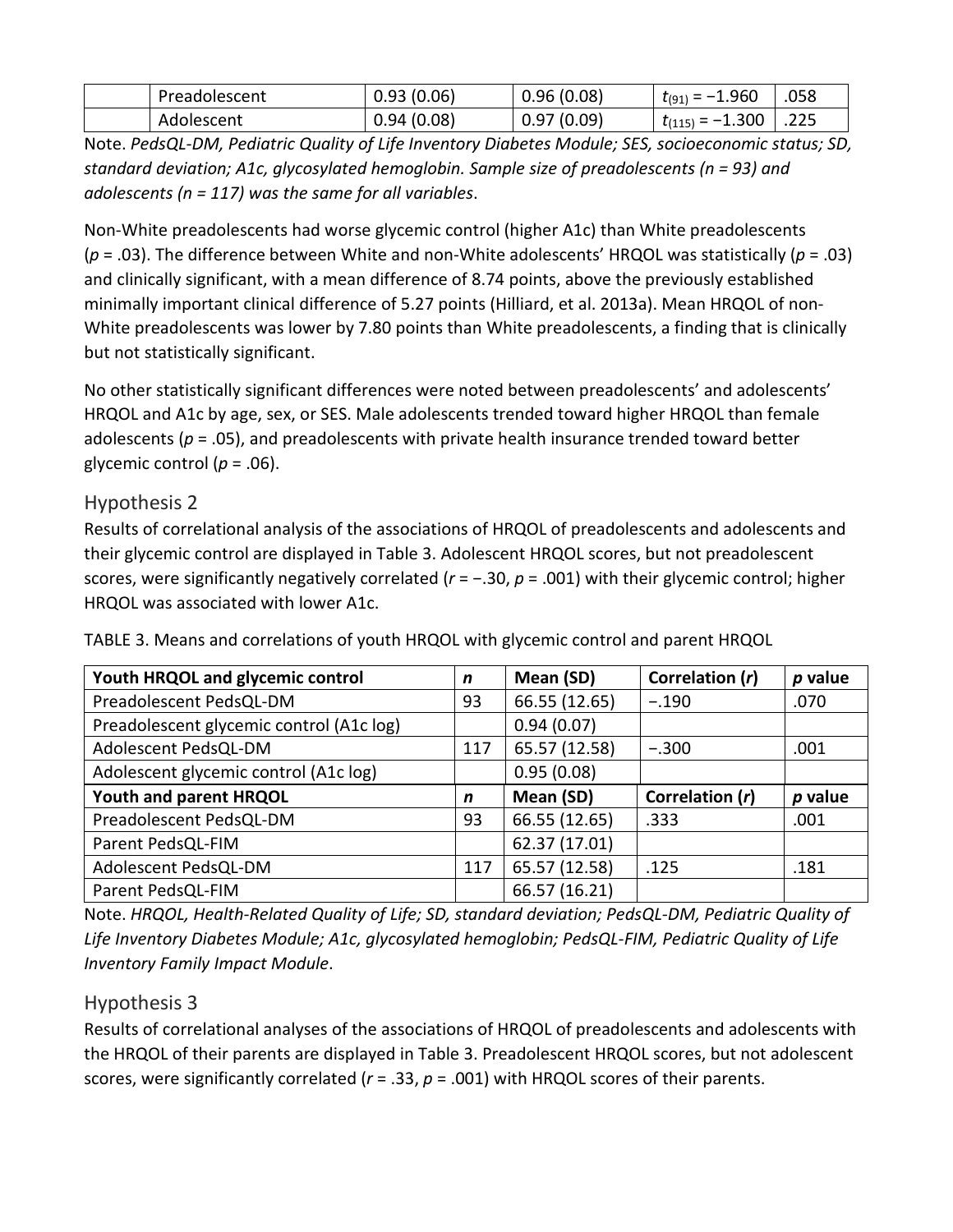|  | Preadolescent | 0.93 (0.06) | 0.96 (0.08) | $t_{(91)} = -1.960$ | .058 |
|---|---|---|---|---|---|
|  | Adolescent | 0.94 (0.08) | 0.97 (0.09) | $t_{(115)} = -1.300$ | .225 |

Note. *PedsQL-DM, Pediatric Quality of Life Inventory Diabetes Module; SES, socioeconomic status; SD, standard deviation; A1c, glycosylated hemoglobin. Sample size of preadolescents (n = 93) and adolescents (n = 117) was the same for all variables*.

Non-White preadolescents had worse glycemic control (higher A1c) than White preadolescents ($p = .03$). The difference between White and non-White adolescents' HRQOL was statistically ($p = .03$) and clinically significant, with a mean difference of 8.74 points, above the previously established minimally important clinical difference of 5.27 points (Hilliard, et al. 2013a). Mean HRQOL of non-White preadolescents was lower by 7.80 points than White preadolescents, a finding that is clinically but not statistically significant.

No other statistically significant differences were noted between preadolescents' and adolescents' HRQOL and A1c by age, sex, or SES. Male adolescents trended toward higher HRQOL than female adolescents ($p = .05$), and preadolescents with private health insurance trended toward better glycemic control ($p = .06$).

## Hypothesis 2

Results of correlational analysis of the associations of HRQOL of preadolescents and adolescents and their glycemic control are displayed in Table 3. Adolescent HRQOL scores, but not preadolescent scores, were significantly negatively correlated ($r = -.30$, $p = .001$) with their glycemic control; higher HRQOL was associated with lower A1c.

TABLE 3. Means and correlations of youth HRQOL with glycemic control and parent HRQOL

| **Youth HRQOL and glycemic control** | ***n*** | **Mean (SD)** | **Correlation (*r*)** | ***p* value** |
|---|---|---|---|---|
| Preadolescent PedsQL-DM | 93 | 66.55 (12.65) | −.190 | .070 |
| Preadolescent glycemic control (A1c log) |  | 0.94 (0.07) |  |  |
| Adolescent PedsQL-DM | 117 | 65.57 (12.58) | −.300 | .001 |
| Adolescent glycemic control (A1c log) |  | 0.95 (0.08) |  |  |
| **Youth and parent HRQOL** | ***n*** | **Mean (SD)** | **Correlation (*r*)** | ***p* value** |
| Preadolescent PedsQL-DM | 93 | 66.55 (12.65) | .333 | .001 |
| Parent PedsQL-FIM |  | 62.37 (17.01) |  |  |
| Adolescent PedsQL-DM | 117 | 65.57 (12.58) | .125 | .181 |
| Parent PedsQL-FIM |  | 66.57 (16.21) |  |  |

Note. *HRQOL, Health-Related Quality of Life; SD, standard deviation; PedsQL-DM, Pediatric Quality of Life Inventory Diabetes Module; A1c, glycosylated hemoglobin; PedsQL-FIM, Pediatric Quality of Life Inventory Family Impact Module*.

## Hypothesis 3

Results of correlational analyses of the associations of HRQOL of preadolescents and adolescents with the HRQOL of their parents are displayed in Table 3. Preadolescent HRQOL scores, but not adolescent scores, were significantly correlated ($r = .33$, $p = .001$) with HRQOL scores of their parents.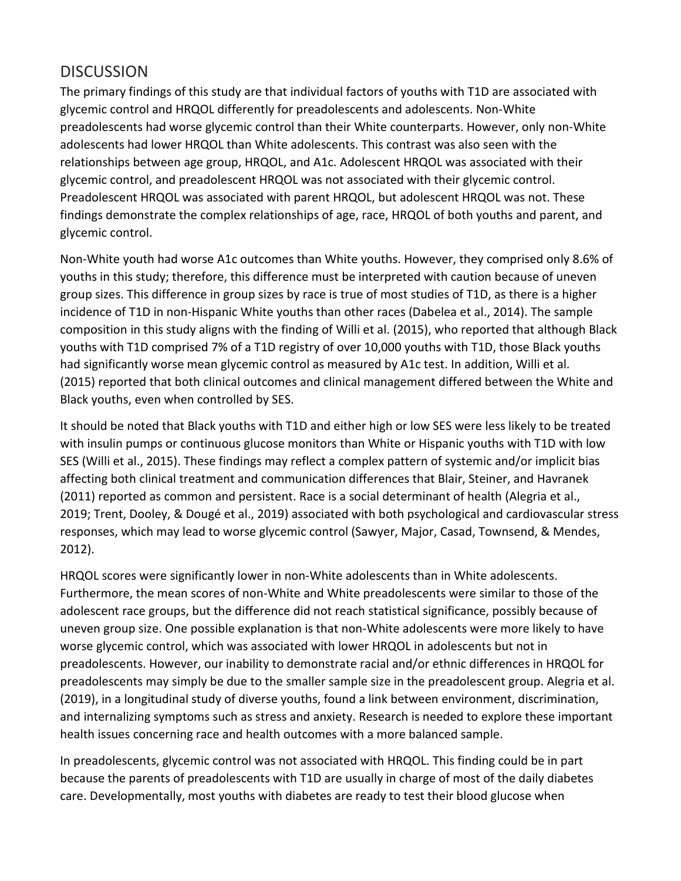## DISCUSSION

The primary findings of this study are that individual factors of youths with T1D are associated with glycemic control and HRQOL differently for preadolescents and adolescents. Non-White preadolescents had worse glycemic control than their White counterparts. However, only non-White adolescents had lower HRQOL than White adolescents. This contrast was also seen with the relationships between age group, HRQOL, and A1c. Adolescent HRQOL was associated with their glycemic control, and preadolescent HRQOL was not associated with their glycemic control. Preadolescent HRQOL was associated with parent HRQOL, but adolescent HRQOL was not. These findings demonstrate the complex relationships of age, race, HRQOL of both youths and parent, and glycemic control.

Non-White youth had worse A1c outcomes than White youths. However, they comprised only 8.6% of youths in this study; therefore, this difference must be interpreted with caution because of uneven group sizes. This difference in group sizes by race is true of most studies of T1D, as there is a higher incidence of T1D in non-Hispanic White youths than other races (Dabelea et al., 2014). The sample composition in this study aligns with the finding of Willi et al. (2015), who reported that although Black youths with T1D comprised 7% of a T1D registry of over 10,000 youths with T1D, those Black youths had significantly worse mean glycemic control as measured by A1c test. In addition, Willi et al. (2015) reported that both clinical outcomes and clinical management differed between the White and Black youths, even when controlled by SES.

It should be noted that Black youths with T1D and either high or low SES were less likely to be treated with insulin pumps or continuous glucose monitors than White or Hispanic youths with T1D with low SES (Willi et al., 2015). These findings may reflect a complex pattern of systemic and/or implicit bias affecting both clinical treatment and communication differences that Blair, Steiner, and Havranek (2011) reported as common and persistent. Race is a social determinant of health (Alegria et al., 2019; Trent, Dooley, & Dougé et al., 2019) associated with both psychological and cardiovascular stress responses, which may lead to worse glycemic control (Sawyer, Major, Casad, Townsend, & Mendes, 2012).

HRQOL scores were significantly lower in non-White adolescents than in White adolescents. Furthermore, the mean scores of non-White and White preadolescents were similar to those of the adolescent race groups, but the difference did not reach statistical significance, possibly because of uneven group size. One possible explanation is that non-White adolescents were more likely to have worse glycemic control, which was associated with lower HRQOL in adolescents but not in preadolescents. However, our inability to demonstrate racial and/or ethnic differences in HRQOL for preadolescents may simply be due to the smaller sample size in the preadolescent group. Alegria et al. (2019), in a longitudinal study of diverse youths, found a link between environment, discrimination, and internalizing symptoms such as stress and anxiety. Research is needed to explore these important health issues concerning race and health outcomes with a more balanced sample.

In preadolescents, glycemic control was not associated with HRQOL. This finding could be in part because the parents of preadolescents with T1D are usually in charge of most of the daily diabetes care. Developmentally, most youths with diabetes are ready to test their blood glucose when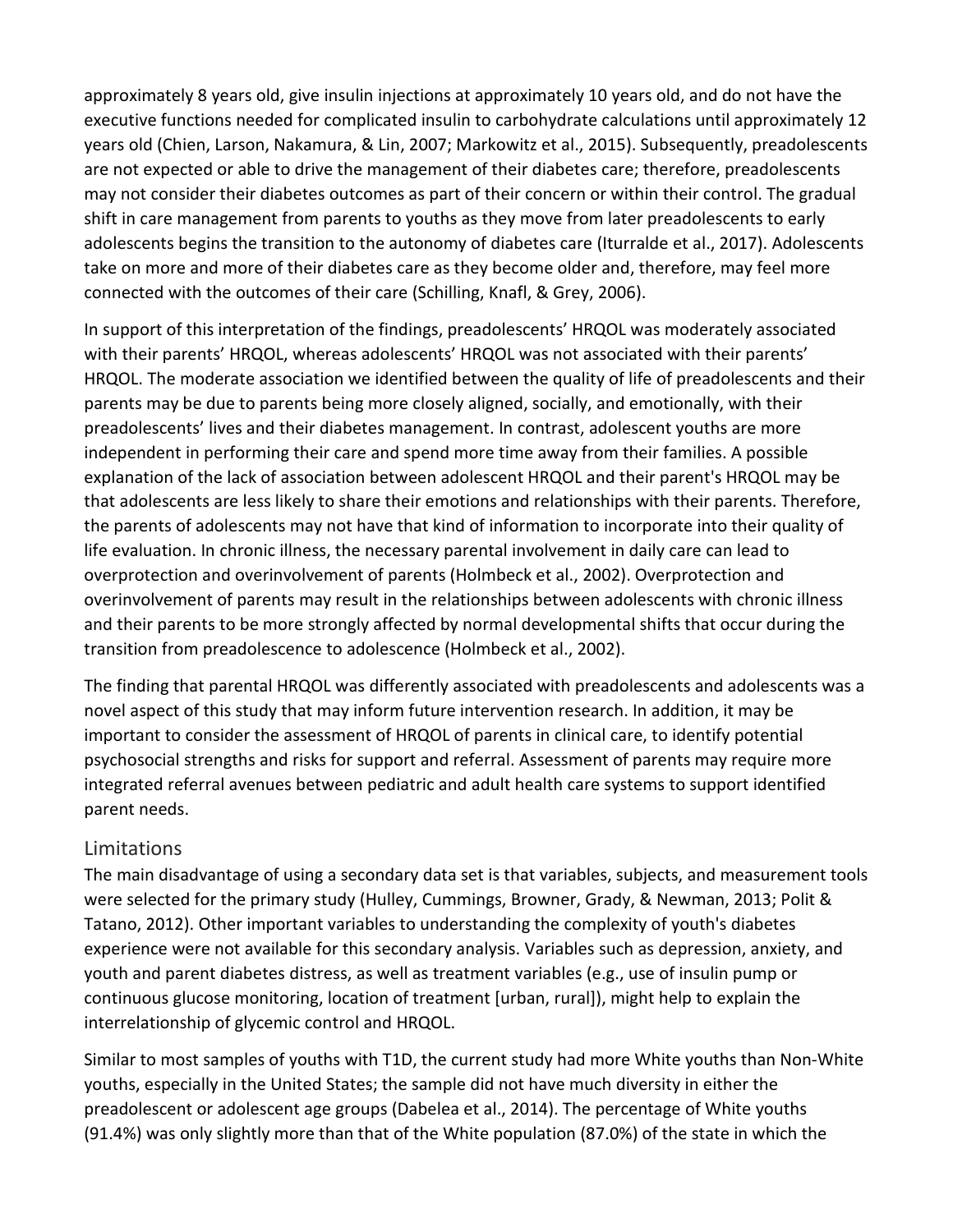approximately 8 years old, give insulin injections at approximately 10 years old, and do not have the executive functions needed for complicated insulin to carbohydrate calculations until approximately 12 years old (Chien, Larson, Nakamura, & Lin, 2007; Markowitz et al., 2015). Subsequently, preadolescents are not expected or able to drive the management of their diabetes care; therefore, preadolescents may not consider their diabetes outcomes as part of their concern or within their control. The gradual shift in care management from parents to youths as they move from later preadolescents to early adolescents begins the transition to the autonomy of diabetes care (Iturralde et al., 2017). Adolescents take on more and more of their diabetes care as they become older and, therefore, may feel more connected with the outcomes of their care (Schilling, Knafl, & Grey, 2006).

In support of this interpretation of the findings, preadolescents' HRQOL was moderately associated with their parents' HRQOL, whereas adolescents' HRQOL was not associated with their parents' HRQOL. The moderate association we identified between the quality of life of preadolescents and their parents may be due to parents being more closely aligned, socially, and emotionally, with their preadolescents' lives and their diabetes management. In contrast, adolescent youths are more independent in performing their care and spend more time away from their families. A possible explanation of the lack of association between adolescent HRQOL and their parent's HRQOL may be that adolescents are less likely to share their emotions and relationships with their parents. Therefore, the parents of adolescents may not have that kind of information to incorporate into their quality of life evaluation. In chronic illness, the necessary parental involvement in daily care can lead to overprotection and overinvolvement of parents (Holmbeck et al., 2002). Overprotection and overinvolvement of parents may result in the relationships between adolescents with chronic illness and their parents to be more strongly affected by normal developmental shifts that occur during the transition from preadolescence to adolescence (Holmbeck et al., 2002).

The finding that parental HRQOL was differently associated with preadolescents and adolescents was a novel aspect of this study that may inform future intervention research. In addition, it may be important to consider the assessment of HRQOL of parents in clinical care, to identify potential psychosocial strengths and risks for support and referral. Assessment of parents may require more integrated referral avenues between pediatric and adult health care systems to support identified parent needs.

## Limitations

The main disadvantage of using a secondary data set is that variables, subjects, and measurement tools were selected for the primary study (Hulley, Cummings, Browner, Grady, & Newman, 2013; Polit & Tatano, 2012). Other important variables to understanding the complexity of youth's diabetes experience were not available for this secondary analysis. Variables such as depression, anxiety, and youth and parent diabetes distress, as well as treatment variables (e.g., use of insulin pump or continuous glucose monitoring, location of treatment [urban, rural]), might help to explain the interrelationship of glycemic control and HRQOL.

Similar to most samples of youths with T1D, the current study had more White youths than Non-White youths, especially in the United States; the sample did not have much diversity in either the preadolescent or adolescent age groups (Dabelea et al., 2014). The percentage of White youths (91.4%) was only slightly more than that of the White population (87.0%) of the state in which the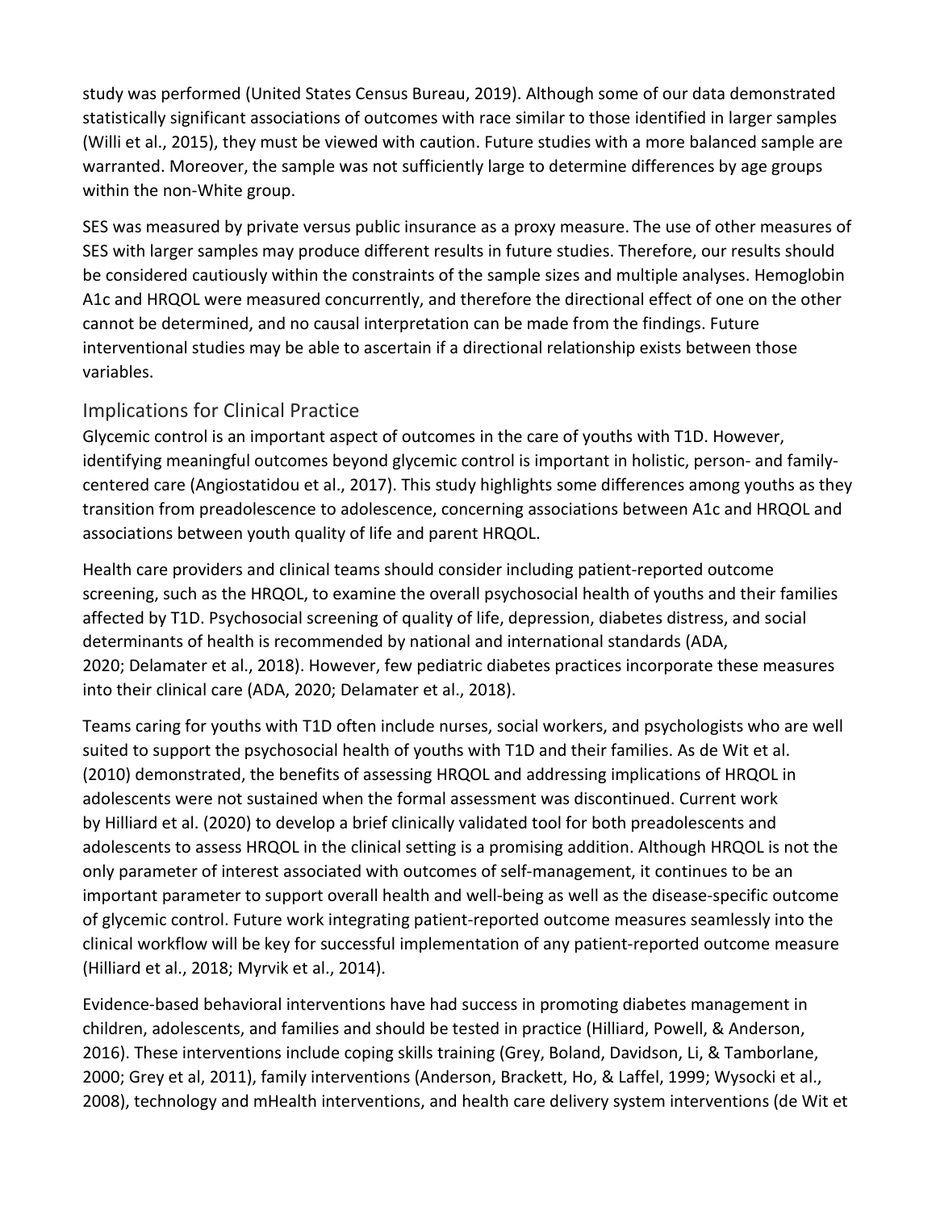study was performed (United States Census Bureau, 2019). Although some of our data demonstrated statistically significant associations of outcomes with race similar to those identified in larger samples (Willi et al., 2015), they must be viewed with caution. Future studies with a more balanced sample are warranted. Moreover, the sample was not sufficiently large to determine differences by age groups within the non-White group.

SES was measured by private versus public insurance as a proxy measure. The use of other measures of SES with larger samples may produce different results in future studies. Therefore, our results should be considered cautiously within the constraints of the sample sizes and multiple analyses. Hemoglobin A1c and HRQOL were measured concurrently, and therefore the directional effect of one on the other cannot be determined, and no causal interpretation can be made from the findings. Future interventional studies may be able to ascertain if a directional relationship exists between those variables.

## Implications for Clinical Practice

Glycemic control is an important aspect of outcomes in the care of youths with T1D. However, identifying meaningful outcomes beyond glycemic control is important in holistic, person- and family-centered care (Angiostatidou et al., 2017). This study highlights some differences among youths as they transition from preadolescence to adolescence, concerning associations between A1c and HRQOL and associations between youth quality of life and parent HRQOL.

Health care providers and clinical teams should consider including patient-reported outcome screening, such as the HRQOL, to examine the overall psychosocial health of youths and their families affected by T1D. Psychosocial screening of quality of life, depression, diabetes distress, and social determinants of health is recommended by national and international standards (ADA, 2020; Delamater et al., 2018). However, few pediatric diabetes practices incorporate these measures into their clinical care (ADA, 2020; Delamater et al., 2018).

Teams caring for youths with T1D often include nurses, social workers, and psychologists who are well suited to support the psychosocial health of youths with T1D and their families. As de Wit et al. (2010) demonstrated, the benefits of assessing HRQOL and addressing implications of HRQOL in adolescents were not sustained when the formal assessment was discontinued. Current work by Hilliard et al. (2020) to develop a brief clinically validated tool for both preadolescents and adolescents to assess HRQOL in the clinical setting is a promising addition. Although HRQOL is not the only parameter of interest associated with outcomes of self-management, it continues to be an important parameter to support overall health and well-being as well as the disease-specific outcome of glycemic control. Future work integrating patient-reported outcome measures seamlessly into the clinical workflow will be key for successful implementation of any patient-reported outcome measure (Hilliard et al., 2018; Myrvik et al., 2014).

Evidence-based behavioral interventions have had success in promoting diabetes management in children, adolescents, and families and should be tested in practice (Hilliard, Powell, & Anderson, 2016). These interventions include coping skills training (Grey, Boland, Davidson, Li, & Tamborlane, 2000; Grey et al, 2011), family interventions (Anderson, Brackett, Ho, & Laffel, 1999; Wysocki et al., 2008), technology and mHealth interventions, and health care delivery system interventions (de Wit et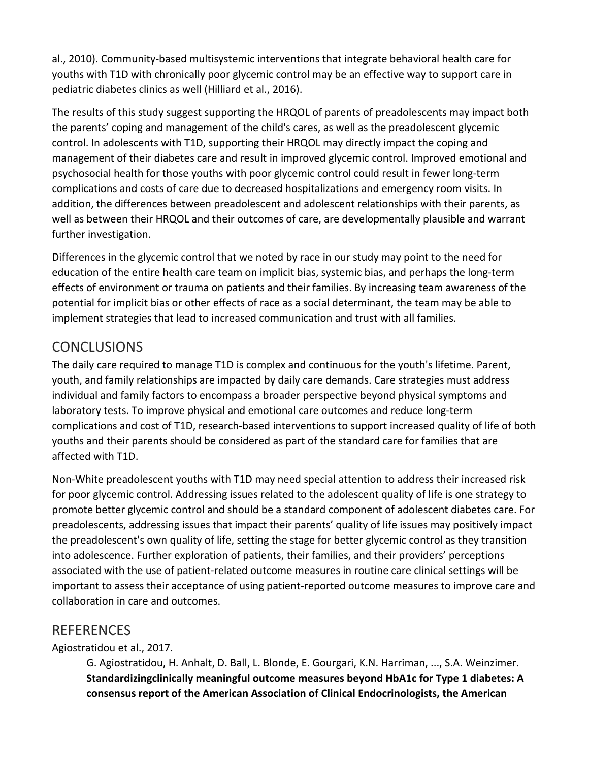al., 2010). Community-based multisystemic interventions that integrate behavioral health care for youths with T1D with chronically poor glycemic control may be an effective way to support care in pediatric diabetes clinics as well (Hilliard et al., 2016).

The results of this study suggest supporting the HRQOL of parents of preadolescents may impact both the parents' coping and management of the child's cares, as well as the preadolescent glycemic control. In adolescents with T1D, supporting their HRQOL may directly impact the coping and management of their diabetes care and result in improved glycemic control. Improved emotional and psychosocial health for those youths with poor glycemic control could result in fewer long-term complications and costs of care due to decreased hospitalizations and emergency room visits. In addition, the differences between preadolescent and adolescent relationships with their parents, as well as between their HRQOL and their outcomes of care, are developmentally plausible and warrant further investigation.

Differences in the glycemic control that we noted by race in our study may point to the need for education of the entire health care team on implicit bias, systemic bias, and perhaps the long-term effects of environment or trauma on patients and their families. By increasing team awareness of the potential for implicit bias or other effects of race as a social determinant, the team may be able to implement strategies that lead to increased communication and trust with all families.

## CONCLUSIONS

The daily care required to manage T1D is complex and continuous for the youth's lifetime. Parent, youth, and family relationships are impacted by daily care demands. Care strategies must address individual and family factors to encompass a broader perspective beyond physical symptoms and laboratory tests. To improve physical and emotional care outcomes and reduce long-term complications and cost of T1D, research-based interventions to support increased quality of life of both youths and their parents should be considered as part of the standard care for families that are affected with T1D.

Non-White preadolescent youths with T1D may need special attention to address their increased risk for poor glycemic control. Addressing issues related to the adolescent quality of life is one strategy to promote better glycemic control and should be a standard component of adolescent diabetes care. For preadolescents, addressing issues that impact their parents' quality of life issues may positively impact the preadolescent's own quality of life, setting the stage for better glycemic control as they transition into adolescence. Further exploration of patients, their families, and their providers' perceptions associated with the use of patient-related outcome measures in routine care clinical settings will be important to assess their acceptance of using patient-reported outcome measures to improve care and collaboration in care and outcomes.

## REFERENCES

Agiostratidou et al., 2017.

G. Agiostratidou, H. Anhalt, D. Ball, L. Blonde, E. Gourgari, K.N. Harriman, ..., S.A. Weinzimer. **Standardizingclinically meaningful outcome measures beyond HbA1c for Type 1 diabetes: A consensus report of the American Association of Clinical Endocrinologists, the American**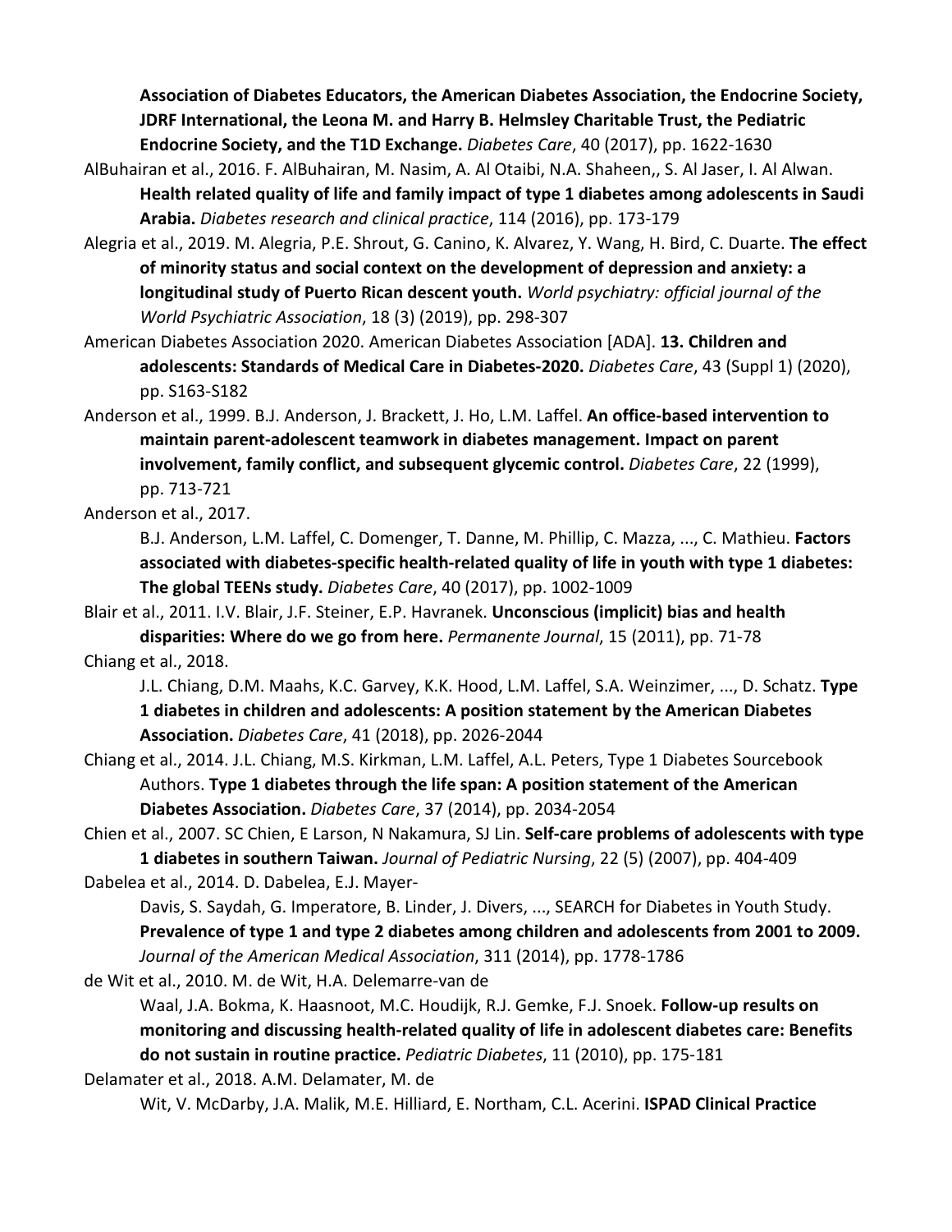**Association of Diabetes Educators, the American Diabetes Association, the Endocrine Society, JDRF International, the Leona M. and Harry B. Helmsley Charitable Trust, the Pediatric Endocrine Society, and the T1D Exchange.** *Diabetes Care*, 40 (2017), pp. 1622-1630

AlBuhairan et al., 2016. F. AlBuhairan, M. Nasim, A. Al Otaibi, N.A. Shaheen,, S. Al Jaser, I. Al Alwan. **Health related quality of life and family impact of type 1 diabetes among adolescents in Saudi Arabia.** *Diabetes research and clinical practice*, 114 (2016), pp. 173-179

Alegria et al., 2019. M. Alegria, P.E. Shrout, G. Canino, K. Alvarez, Y. Wang, H. Bird, C. Duarte. **The effect of minority status and social context on the development of depression and anxiety: a longitudinal study of Puerto Rican descent youth.** *World psychiatry: official journal of the World Psychiatric Association*, 18 (3) (2019), pp. 298-307

American Diabetes Association 2020. American Diabetes Association [ADA]. **13. Children and adolescents: Standards of Medical Care in Diabetes-2020.** *Diabetes Care*, 43 (Suppl 1) (2020), pp. S163-S182

Anderson et al., 1999. B.J. Anderson, J. Brackett, J. Ho, L.M. Laffel. **An office-based intervention to maintain parent-adolescent teamwork in diabetes management. Impact on parent involvement, family conflict, and subsequent glycemic control.** *Diabetes Care*, 22 (1999), pp. 713-721

Anderson et al., 2017. B.J. Anderson, L.M. Laffel, C. Domenger, T. Danne, M. Phillip, C. Mazza, ..., C. Mathieu. **Factors associated with diabetes-specific health-related quality of life in youth with type 1 diabetes: The global TEENs study.** *Diabetes Care*, 40 (2017), pp. 1002-1009

Blair et al., 2011. I.V. Blair, J.F. Steiner, E.P. Havranek. **Unconscious (implicit) bias and health disparities: Where do we go from here.** *Permanente Journal*, 15 (2011), pp. 71-78

Chiang et al., 2018. J.L. Chiang, D.M. Maahs, K.C. Garvey, K.K. Hood, L.M. Laffel, S.A. Weinzimer, ..., D. Schatz. **Type 1 diabetes in children and adolescents: A position statement by the American Diabetes Association.** *Diabetes Care*, 41 (2018), pp. 2026-2044

Chiang et al., 2014. J.L. Chiang, M.S. Kirkman, L.M. Laffel, A.L. Peters, Type 1 Diabetes Sourcebook Authors. **Type 1 diabetes through the life span: A position statement of the American Diabetes Association.** *Diabetes Care*, 37 (2014), pp. 2034-2054

Chien et al., 2007. SC Chien, E Larson, N Nakamura, SJ Lin. **Self-care problems of adolescents with type 1 diabetes in southern Taiwan.** *Journal of Pediatric Nursing*, 22 (5) (2007), pp. 404-409

Dabelea et al., 2014. D. Dabelea, E.J. Mayer-Davis, S. Saydah, G. Imperatore, B. Linder, J. Divers, ..., SEARCH for Diabetes in Youth Study. **Prevalence of type 1 and type 2 diabetes among children and adolescents from 2001 to 2009.** *Journal of the American Medical Association*, 311 (2014), pp. 1778-1786

de Wit et al., 2010. M. de Wit, H.A. Delemarre-van de Waal, J.A. Bokma, K. Haasnoot, M.C. Houdijk, R.J. Gemke, F.J. Snoek. **Follow-up results on monitoring and discussing health-related quality of life in adolescent diabetes care: Benefits do not sustain in routine practice.** *Pediatric Diabetes*, 11 (2010), pp. 175-181

Delamater et al., 2018. A.M. Delamater, M. de Wit, V. McDarby, J.A. Malik, M.E. Hilliard, E. Northam, C.L. Acerini. **ISPAD Clinical Practice**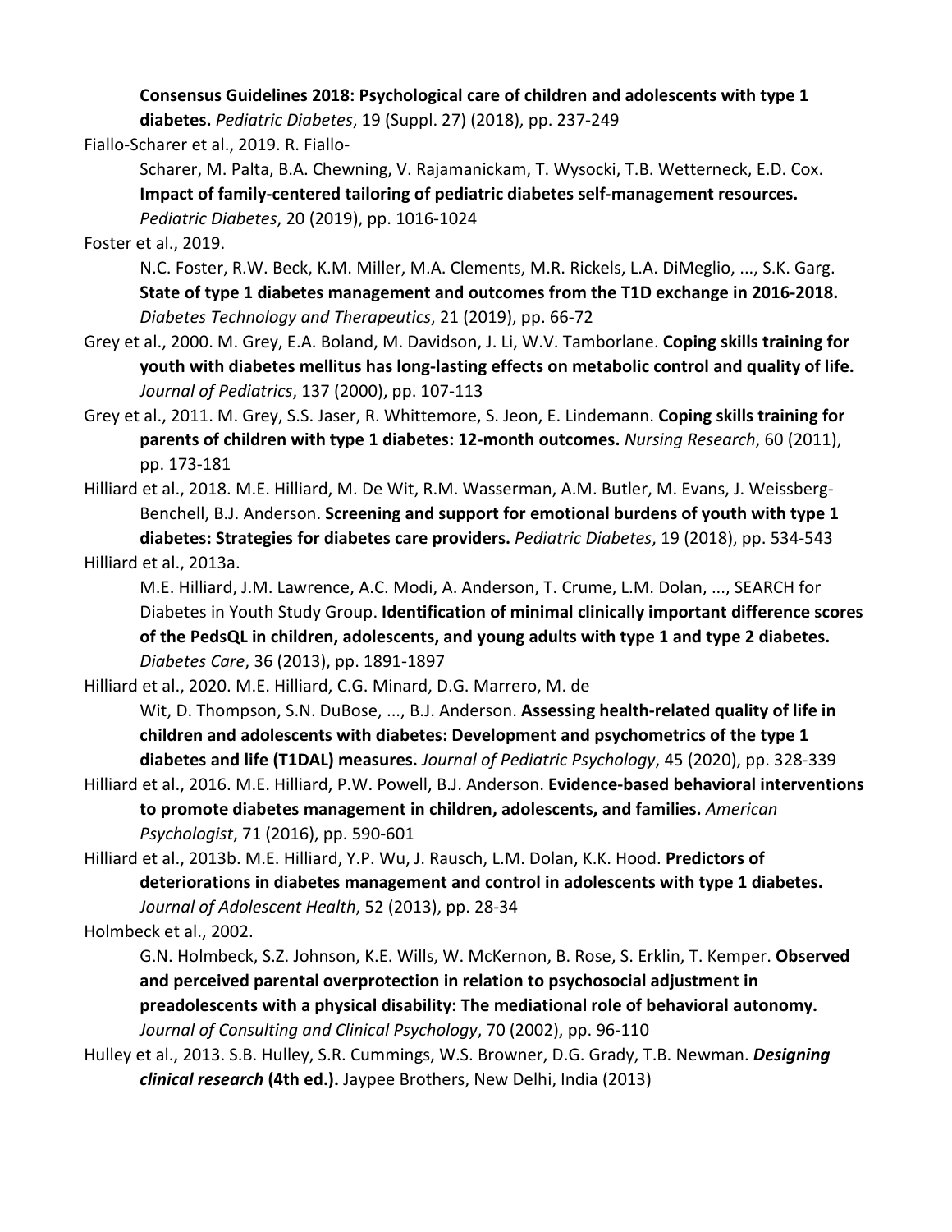**Consensus Guidelines 2018: Psychological care of children and adolescents with type 1 diabetes.** *Pediatric Diabetes*, 19 (Suppl. 27) (2018), pp. 237-249

Fiallo-Scharer et al., 2019. R. Fiallo-Scharer, M. Palta, B.A. Chewning, V. Rajamanickam, T. Wysocki, T.B. Wetterneck, E.D. Cox. **Impact of family-centered tailoring of pediatric diabetes self-management resources.** *Pediatric Diabetes*, 20 (2019), pp. 1016-1024

Foster et al., 2019. N.C. Foster, R.W. Beck, K.M. Miller, M.A. Clements, M.R. Rickels, L.A. DiMeglio, ..., S.K. Garg. **State of type 1 diabetes management and outcomes from the T1D exchange in 2016-2018.** *Diabetes Technology and Therapeutics*, 21 (2019), pp. 66-72

Grey et al., 2000. M. Grey, E.A. Boland, M. Davidson, J. Li, W.V. Tamborlane. **Coping skills training for youth with diabetes mellitus has long-lasting effects on metabolic control and quality of life.** *Journal of Pediatrics*, 137 (2000), pp. 107-113

Grey et al., 2011. M. Grey, S.S. Jaser, R. Whittemore, S. Jeon, E. Lindemann. **Coping skills training for parents of children with type 1 diabetes: 12-month outcomes.** *Nursing Research*, 60 (2011), pp. 173-181

Hilliard et al., 2018. M.E. Hilliard, M. De Wit, R.M. Wasserman, A.M. Butler, M. Evans, J. Weissberg-Benchell, B.J. Anderson. **Screening and support for emotional burdens of youth with type 1 diabetes: Strategies for diabetes care providers.** *Pediatric Diabetes*, 19 (2018), pp. 534-543

Hilliard et al., 2013a. M.E. Hilliard, J.M. Lawrence, A.C. Modi, A. Anderson, T. Crume, L.M. Dolan, ..., SEARCH for Diabetes in Youth Study Group. **Identification of minimal clinically important difference scores of the PedsQL in children, adolescents, and young adults with type 1 and type 2 diabetes.** *Diabetes Care*, 36 (2013), pp. 1891-1897

Hilliard et al., 2020. M.E. Hilliard, C.G. Minard, D.G. Marrero, M. de Wit, D. Thompson, S.N. DuBose, ..., B.J. Anderson. **Assessing health-related quality of life in children and adolescents with diabetes: Development and psychometrics of the type 1 diabetes and life (T1DAL) measures.** *Journal of Pediatric Psychology*, 45 (2020), pp. 328-339

Hilliard et al., 2016. M.E. Hilliard, P.W. Powell, B.J. Anderson. **Evidence-based behavioral interventions to promote diabetes management in children, adolescents, and families.** *American Psychologist*, 71 (2016), pp. 590-601

Hilliard et al., 2013b. M.E. Hilliard, Y.P. Wu, J. Rausch, L.M. Dolan, K.K. Hood. **Predictors of deteriorations in diabetes management and control in adolescents with type 1 diabetes.** *Journal of Adolescent Health*, 52 (2013), pp. 28-34

Holmbeck et al., 2002. G.N. Holmbeck, S.Z. Johnson, K.E. Wills, W. McKernon, B. Rose, S. Erklin, T. Kemper. **Observed and perceived parental overprotection in relation to psychosocial adjustment in preadolescents with a physical disability: The mediational role of behavioral autonomy.** *Journal of Consulting and Clinical Psychology*, 70 (2002), pp. 96-110

Hulley et al., 2013. S.B. Hulley, S.R. Cummings, W.S. Browner, D.G. Grady, T.B. Newman. ***Designing clinical research* (4th ed.).** Jaypee Brothers, New Delhi, India (2013)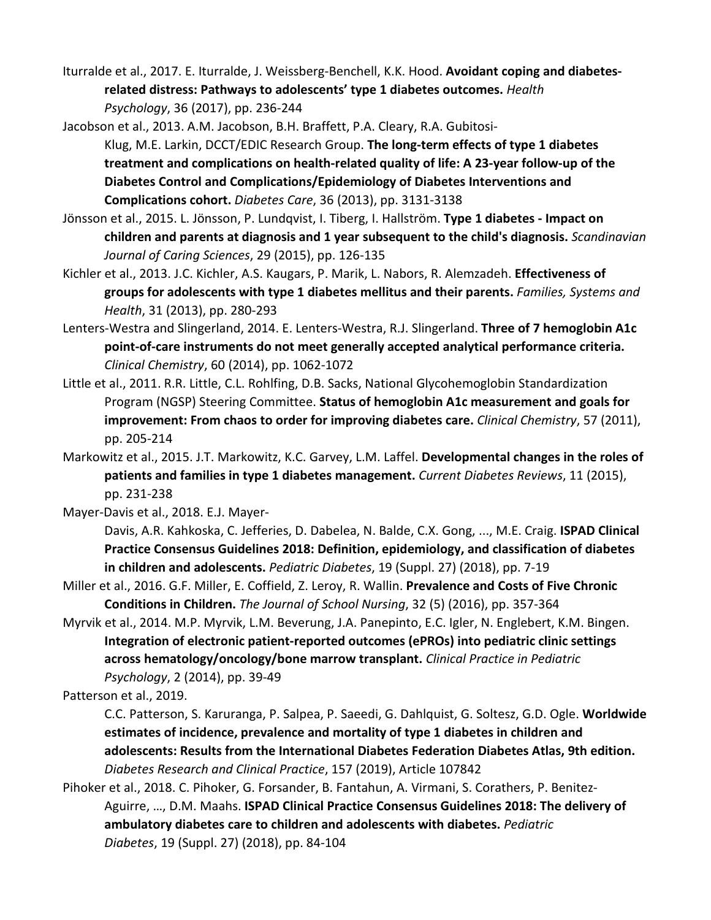Iturralde et al., 2017. E. Iturralde, J. Weissberg-Benchell, K.K. Hood. **Avoidant coping and diabetes-related distress: Pathways to adolescents' type 1 diabetes outcomes.** *Health Psychology*, 36 (2017), pp. 236-244

Jacobson et al., 2013. A.M. Jacobson, B.H. Braffett, P.A. Cleary, R.A. Gubitosi-Klug, M.E. Larkin, DCCT/EDIC Research Group. **The long-term effects of type 1 diabetes treatment and complications on health-related quality of life: A 23-year follow-up of the Diabetes Control and Complications/Epidemiology of Diabetes Interventions and Complications cohort.** *Diabetes Care*, 36 (2013), pp. 3131-3138

Jönsson et al., 2015. L. Jönsson, P. Lundqvist, I. Tiberg, I. Hallström. **Type 1 diabetes - Impact on children and parents at diagnosis and 1 year subsequent to the child's diagnosis.** *Scandinavian Journal of Caring Sciences*, 29 (2015), pp. 126-135

Kichler et al., 2013. J.C. Kichler, A.S. Kaugars, P. Marik, L. Nabors, R. Alemzadeh. **Effectiveness of groups for adolescents with type 1 diabetes mellitus and their parents.** *Families, Systems and Health*, 31 (2013), pp. 280-293

Lenters-Westra and Slingerland, 2014. E. Lenters-Westra, R.J. Slingerland. **Three of 7 hemoglobin A1c point-of-care instruments do not meet generally accepted analytical performance criteria.** *Clinical Chemistry*, 60 (2014), pp. 1062-1072

Little et al., 2011. R.R. Little, C.L. Rohlfing, D.B. Sacks, National Glycohemoglobin Standardization Program (NGSP) Steering Committee. **Status of hemoglobin A1c measurement and goals for improvement: From chaos to order for improving diabetes care.** *Clinical Chemistry*, 57 (2011), pp. 205-214

Markowitz et al., 2015. J.T. Markowitz, K.C. Garvey, L.M. Laffel. **Developmental changes in the roles of patients and families in type 1 diabetes management.** *Current Diabetes Reviews*, 11 (2015), pp. 231-238

Mayer-Davis et al., 2018. E.J. Mayer-Davis, A.R. Kahkoska, C. Jefferies, D. Dabelea, N. Balde, C.X. Gong, ..., M.E. Craig. **ISPAD Clinical Practice Consensus Guidelines 2018: Definition, epidemiology, and classification of diabetes in children and adolescents.** *Pediatric Diabetes*, 19 (Suppl. 27) (2018), pp. 7-19

Miller et al., 2016. G.F. Miller, E. Coffield, Z. Leroy, R. Wallin. **Prevalence and Costs of Five Chronic Conditions in Children.** *The Journal of School Nursing*, 32 (5) (2016), pp. 357-364

Myrvik et al., 2014. M.P. Myrvik, L.M. Beverung, J.A. Panepinto, E.C. Igler, N. Englebert, K.M. Bingen. **Integration of electronic patient-reported outcomes (ePROs) into pediatric clinic settings across hematology/oncology/bone marrow transplant.** *Clinical Practice in Pediatric Psychology*, 2 (2014), pp. 39-49

Patterson et al., 2019. C.C. Patterson, S. Karuranga, P. Salpea, P. Saeedi, G. Dahlquist, G. Soltesz, G.D. Ogle. **Worldwide estimates of incidence, prevalence and mortality of type 1 diabetes in children and adolescents: Results from the International Diabetes Federation Diabetes Atlas, 9th edition.** *Diabetes Research and Clinical Practice*, 157 (2019), Article 107842

Pihoker et al., 2018. C. Pihoker, G. Forsander, B. Fantahun, A. Virmani, S. Corathers, P. Benitez-Aguirre, …, D.M. Maahs. **ISPAD Clinical Practice Consensus Guidelines 2018: The delivery of ambulatory diabetes care to children and adolescents with diabetes.** *Pediatric Diabetes*, 19 (Suppl. 27) (2018), pp. 84-104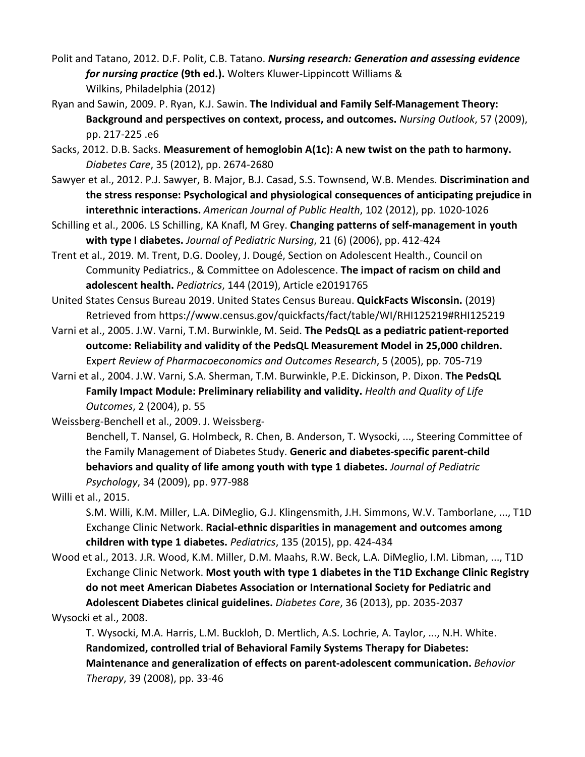Polit and Tatano, 2012. D.F. Polit, C.B. Tatano. ***Nursing research: Generation and assessing evidence for nursing practice* (9th ed.).** Wolters Kluwer-Lippincott Williams & Wilkins, Philadelphia (2012)

Ryan and Sawin, 2009. P. Ryan, K.J. Sawin. **The Individual and Family Self-Management Theory: Background and perspectives on context, process, and outcomes.** *Nursing Outlook*, 57 (2009), pp. 217-225 .e6

Sacks, 2012. D.B. Sacks. **Measurement of hemoglobin A(1c): A new twist on the path to harmony.** *Diabetes Care*, 35 (2012), pp. 2674-2680

Sawyer et al., 2012. P.J. Sawyer, B. Major, B.J. Casad, S.S. Townsend, W.B. Mendes. **Discrimination and the stress response: Psychological and physiological consequences of anticipating prejudice in interethnic interactions.** *American Journal of Public Health*, 102 (2012), pp. 1020-1026

Schilling et al., 2006. LS Schilling, KA Knafl, M Grey. **Changing patterns of self-management in youth with type I diabetes.** *Journal of Pediatric Nursing*, 21 (6) (2006), pp. 412-424

Trent et al., 2019. M. Trent, D.G. Dooley, J. Dougé, Section on Adolescent Health., Council on Community Pediatrics., & Committee on Adolescence. **The impact of racism on child and adolescent health.** *Pediatrics*, 144 (2019), Article e20191765

United States Census Bureau 2019. United States Census Bureau. **QuickFacts Wisconsin.** (2019) Retrieved from https://www.census.gov/quickfacts/fact/table/WI/RHI125219#RHI125219

Varni et al., 2005. J.W. Varni, T.M. Burwinkle, M. Seid. **The PedsQL as a pediatric patient-reported outcome: Reliability and validity of the PedsQL Measurement Model in 25,000 children.** *Expert Review of Pharmacoeconomics and Outcomes Research*, 5 (2005), pp. 705-719

Varni et al., 2004. J.W. Varni, S.A. Sherman, T.M. Burwinkle, P.E. Dickinson, P. Dixon. **The PedsQL Family Impact Module: Preliminary reliability and validity.** *Health and Quality of Life Outcomes*, 2 (2004), p. 55

Weissberg-Benchell et al., 2009. J. Weissberg-Benchell, T. Nansel, G. Holmbeck, R. Chen, B. Anderson, T. Wysocki, ..., Steering Committee of the Family Management of Diabetes Study. **Generic and diabetes-specific parent-child behaviors and quality of life among youth with type 1 diabetes.** *Journal of Pediatric Psychology*, 34 (2009), pp. 977-988

Willi et al., 2015. S.M. Willi, K.M. Miller, L.A. DiMeglio, G.J. Klingensmith, J.H. Simmons, W.V. Tamborlane, ..., T1D Exchange Clinic Network. **Racial-ethnic disparities in management and outcomes among children with type 1 diabetes.** *Pediatrics*, 135 (2015), pp. 424-434

Wood et al., 2013. J.R. Wood, K.M. Miller, D.M. Maahs, R.W. Beck, L.A. DiMeglio, I.M. Libman, ..., T1D Exchange Clinic Network. **Most youth with type 1 diabetes in the T1D Exchange Clinic Registry do not meet American Diabetes Association or International Society for Pediatric and Adolescent Diabetes clinical guidelines.** *Diabetes Care*, 36 (2013), pp. 2035-2037

Wysocki et al., 2008. T. Wysocki, M.A. Harris, L.M. Buckloh, D. Mertlich, A.S. Lochrie, A. Taylor, ..., N.H. White. **Randomized, controlled trial of Behavioral Family Systems Therapy for Diabetes: Maintenance and generalization of effects on parent-adolescent communication.** *Behavior Therapy*, 39 (2008), pp. 33-46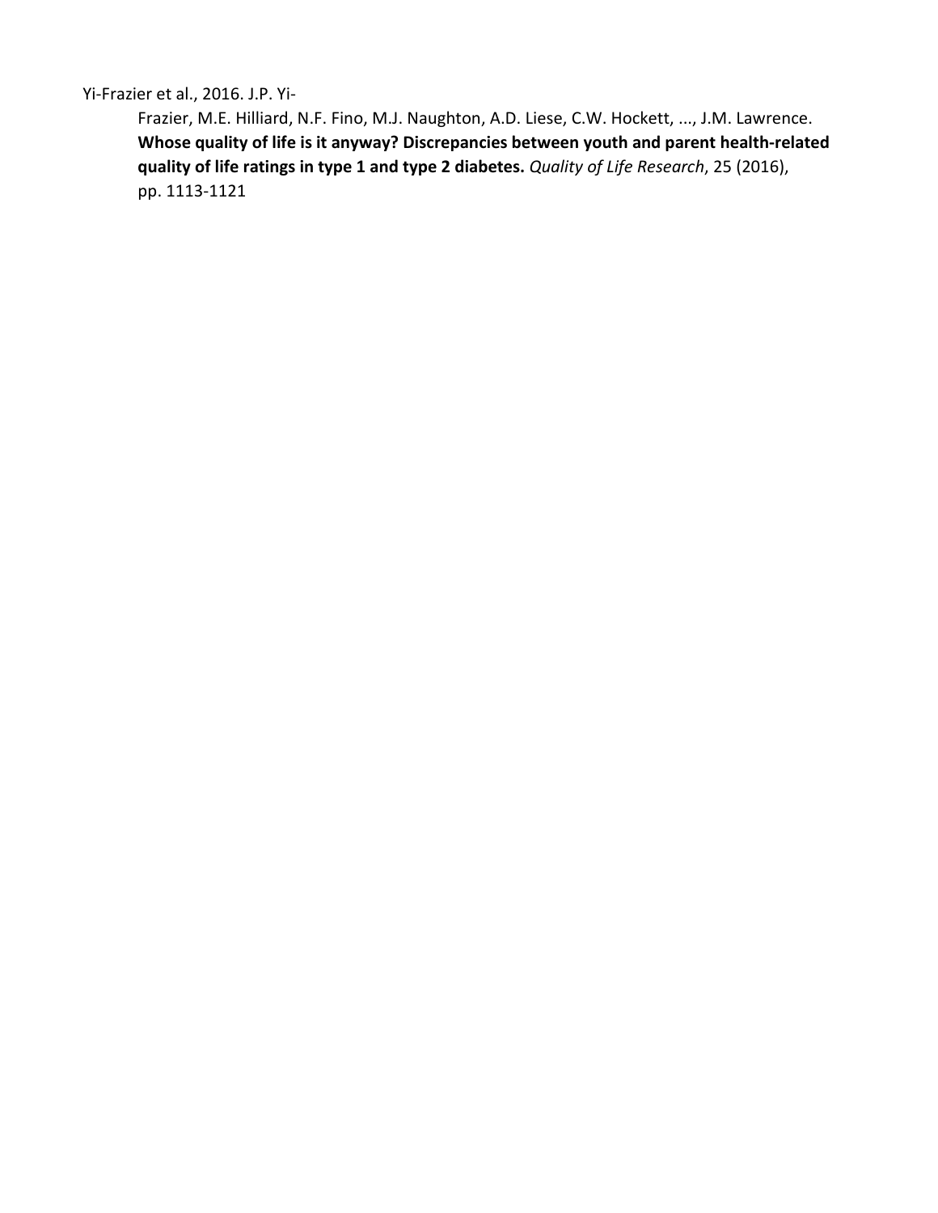Yi-Frazier et al., 2016. J.P. Yi-Frazier, M.E. Hilliard, N.F. Fino, M.J. Naughton, A.D. Liese, C.W. Hockett, ..., J.M. Lawrence. **Whose quality of life is it anyway? Discrepancies between youth and parent health-related quality of life ratings in type 1 and type 2 diabetes.** *Quality of Life Research*, 25 (2016), pp. 1113-1121